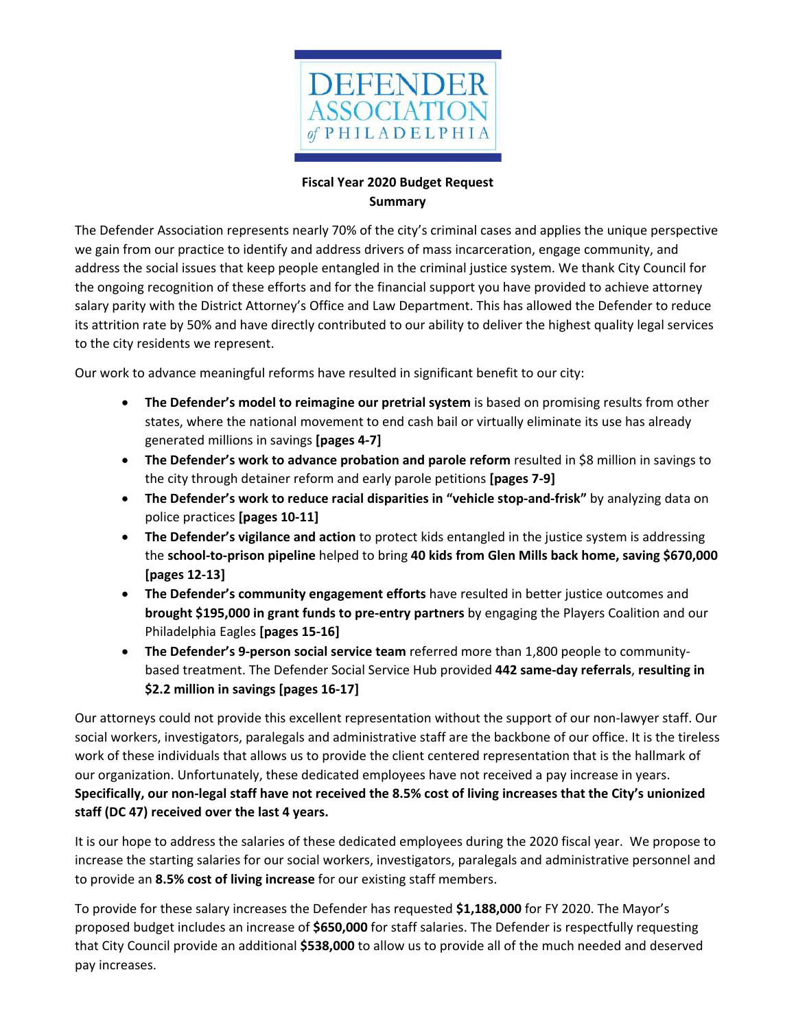DEFENDER ASSOCIATION of PHILADELPHIA

**Fiscal Year 2020 Budget Request**
**Summary**

The Defender Association represents nearly 70% of the city's criminal cases and applies the unique perspective we gain from our practice to identify and address drivers of mass incarceration, engage community, and address the social issues that keep people entangled in the criminal justice system. We thank City Council for the ongoing recognition of these efforts and for the financial support you have provided to achieve attorney salary parity with the District Attorney's Office and Law Department. This has allowed the Defender to reduce its attrition rate by 50% and have directly contributed to our ability to deliver the highest quality legal services to the city residents we represent.

Our work to advance meaningful reforms have resulted in significant benefit to our city:

- **The Defender's model to reimagine our pretrial system** is based on promising results from other states, where the national movement to end cash bail or virtually eliminate its use has already generated millions in savings **[pages 4-7]**
- **The Defender's work to advance probation and parole reform** resulted in $8 million in savings to the city through detainer reform and early parole petitions **[pages 7-9]**
- **The Defender's work to reduce racial disparities in "vehicle stop-and-frisk"** by analyzing data on police practices **[pages 10-11]**
- **The Defender's vigilance and action** to protect kids entangled in the justice system is addressing the **school-to-prison pipeline** helped to bring **40 kids from Glen Mills back home, saving $670,000 [pages 12-13]**
- **The Defender's community engagement efforts** have resulted in better justice outcomes and **brought $195,000 in grant funds to pre-entry partners** by engaging the Players Coalition and our Philadelphia Eagles **[pages 15-16]**
- **The Defender's 9-person social service team** referred more than 1,800 people to community-based treatment. The Defender Social Service Hub provided **442 same-day referrals**, **resulting in $2.2 million in savings [pages 16-17]**

Our attorneys could not provide this excellent representation without the support of our non-lawyer staff. Our social workers, investigators, paralegals and administrative staff are the backbone of our office. It is the tireless work of these individuals that allows us to provide the client centered representation that is the hallmark of our organization. Unfortunately, these dedicated employees have not received a pay increase in years. **Specifically, our non-legal staff have not received the 8.5% cost of living increases that the City's unionized staff (DC 47) received over the last 4 years.**

It is our hope to address the salaries of these dedicated employees during the 2020 fiscal year. We propose to increase the starting salaries for our social workers, investigators, paralegals and administrative personnel and to provide an **8.5% cost of living increase** for our existing staff members.

To provide for these salary increases the Defender has requested **$1,188,000** for FY 2020. The Mayor's proposed budget includes an increase of **$650,000** for staff salaries. The Defender is respectfully requesting that City Council provide an additional **$538,000** to allow us to provide all of the much needed and deserved pay increases.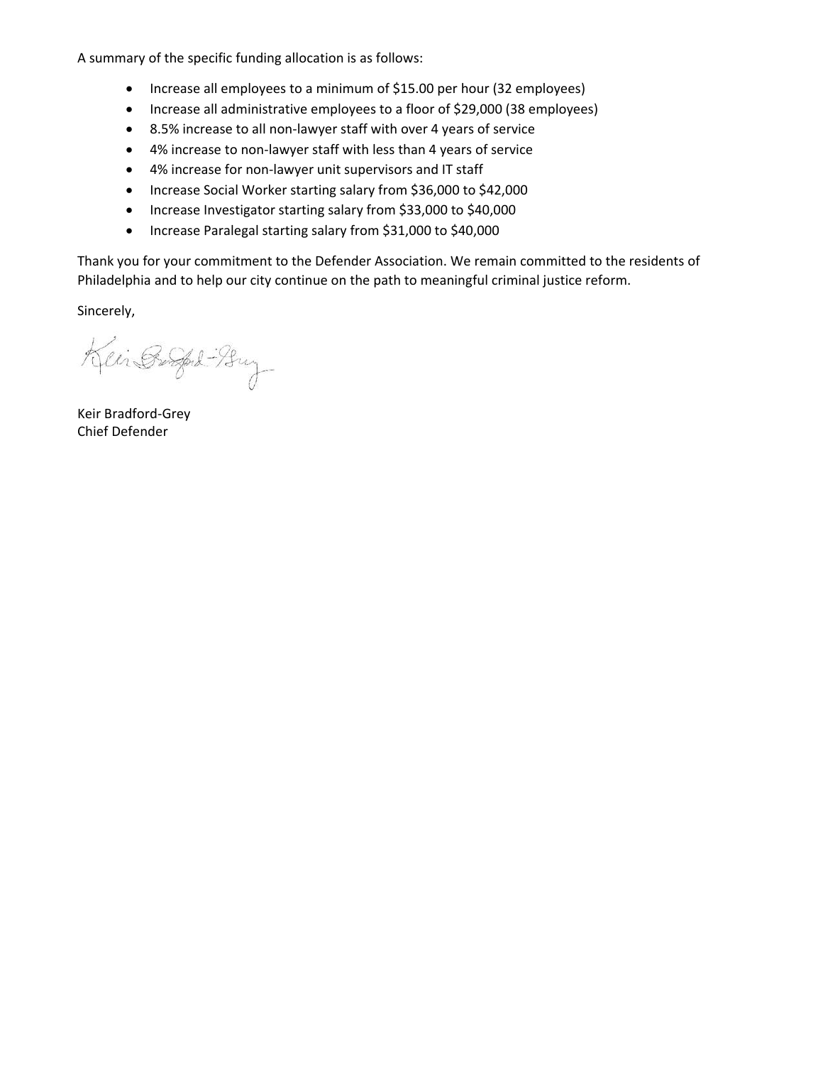A summary of the specific funding allocation is as follows:

- Increase all employees to a minimum of $15.00 per hour (32 employees)
- Increase all administrative employees to a floor of $29,000 (38 employees)
- 8.5% increase to all non-lawyer staff with over 4 years of service
- 4% increase to non-lawyer staff with less than 4 years of service
- 4% increase for non-lawyer unit supervisors and IT staff
- Increase Social Worker starting salary from $36,000 to $42,000
- Increase Investigator starting salary from $33,000 to $40,000
- Increase Paralegal starting salary from $31,000 to $40,000

Thank you for your commitment to the Defender Association. We remain committed to the residents of Philadelphia and to help our city continue on the path to meaningful criminal justice reform.

Sincerely,

Keir Bradford-Grey
Chief Defender